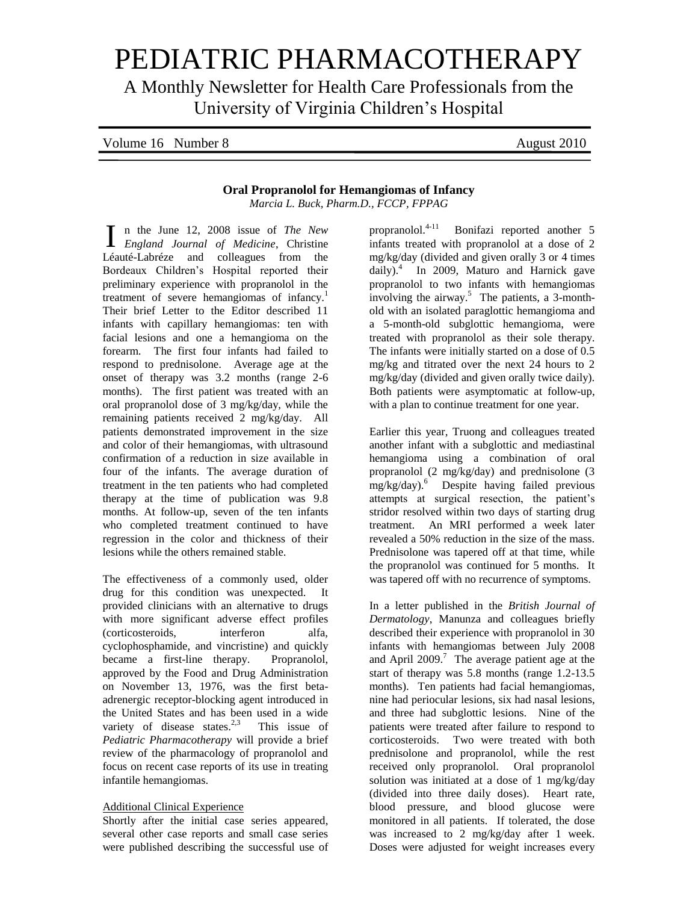# PEDIATRIC PHARMACOTHERAPY

A Monthly Newsletter for Health Care Professionals from the University of Virginia Children's Hospital

Volume 16 Number 8 August 2010

## Oral Propranolol for Hemangiomas of Infancy

*Marcia L. Buck, Pharm.D., FCCP, FPPAG*

In the June 12, 2008 issue of *The New England Journal of Medicine*, Christine Léauté-Labréze and colleagues from the Bordeaux Children's Hospital reported their preliminary experience with propranolol in the treatment of severe hemangiomas of infancy.[1] Their brief Letter to the Editor described 11 infants with capillary hemangiomas: ten with facial lesions and one a hemangioma on the forearm. The first four infants had failed to respond to prednisolone. Average age at the onset of therapy was 3.2 months (range 2-6 months). The first patient was treated with an oral propranolol dose of 3 mg/kg/day, while the remaining patients received 2 mg/kg/day. All patients demonstrated improvement in the size and color of their hemangiomas, with ultrasound confirmation of a reduction in size available in four of the infants. The average duration of treatment in the ten patients who had completed therapy at the time of publication was 9.8 months. At follow-up, seven of the ten infants who completed treatment continued to have regression in the color and thickness of their lesions while the others remained stable.

The effectiveness of a commonly used, older drug for this condition was unexpected. It provided clinicians with an alternative to drugs with more significant adverse effect profiles (corticosteroids, interferon alfa, cyclophosphamide, and vincristine) and quickly became a first-line therapy. Propranolol, approved by the Food and Drug Administration on November 13, 1976, was the first beta-adrenergic receptor-blocking agent introduced in the United States and has been used in a wide variety of disease states.[2,3] This issue of *Pediatric Pharmacotherapy* will provide a brief review of the pharmacology of propranolol and focus on recent case reports of its use in treating infantile hemangiomas.

### Additional Clinical Experience

Shortly after the initial case series appeared, several other case reports and small case series were published describing the successful use of propranolol.[4-11] Bonifazi reported another 5 infants treated with propranolol at a dose of 2 mg/kg/day (divided and given orally 3 or 4 times daily).[4] In 2009, Maturo and Harnick gave propranolol to two infants with hemangiomas involving the airway.[5] The patients, a 3-month-old with an isolated paraglottic hemangioma and a 5-month-old subglottic hemangioma, were treated with propranolol as their sole therapy. The infants were initially started on a dose of 0.5 mg/kg and titrated over the next 24 hours to 2 mg/kg/day (divided and given orally twice daily). Both patients were asymptomatic at follow-up, with a plan to continue treatment for one year.

Earlier this year, Truong and colleagues treated another infant with a subglottic and mediastinal hemangioma using a combination of oral propranolol (2 mg/kg/day) and prednisolone (3 mg/kg/day).[6] Despite having failed previous attempts at surgical resection, the patient's stridor resolved within two days of starting drug treatment. An MRI performed a week later revealed a 50% reduction in the size of the mass. Prednisolone was tapered off at that time, while the propranolol was continued for 5 months. It was tapered off with no recurrence of symptoms.

In a letter published in the *British Journal of Dermatology*, Manunza and colleagues briefly described their experience with propranolol in 30 infants with hemangiomas between July 2008 and April 2009.[7] The average patient age at the start of therapy was 5.8 months (range 1.2-13.5 months). Ten patients had facial hemangiomas, nine had periocular lesions, six had nasal lesions, and three had subglottic lesions. Nine of the patients were treated after failure to respond to corticosteroids. Two were treated with both prednisolone and propranolol, while the rest received only propranolol. Oral propranolol solution was initiated at a dose of 1 mg/kg/day (divided into three daily doses). Heart rate, blood pressure, and blood glucose were monitored in all patients. If tolerated, the dose was increased to 2 mg/kg/day after 1 week. Doses were adjusted for weight increases every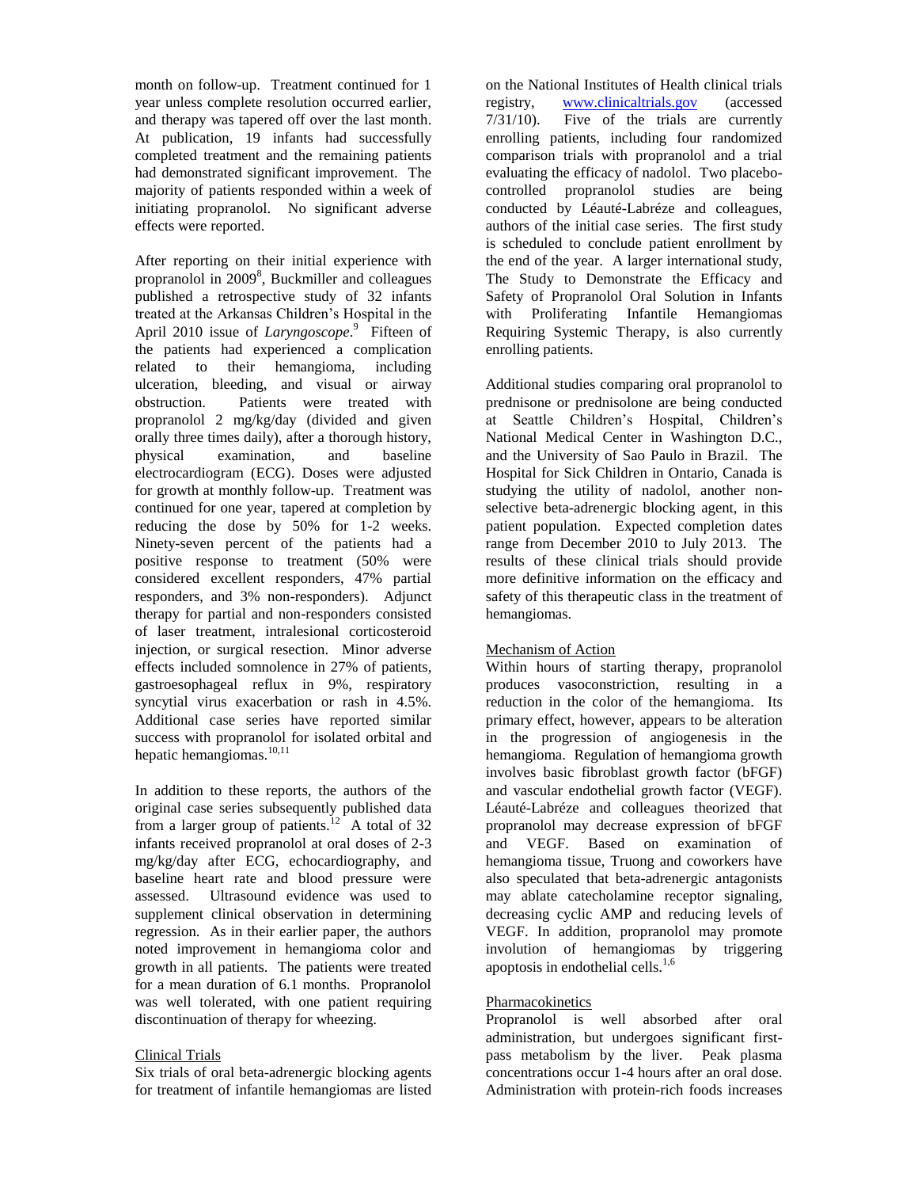month on follow-up. Treatment continued for 1 year unless complete resolution occurred earlier, and therapy was tapered off over the last month. At publication, 19 infants had successfully completed treatment and the remaining patients had demonstrated significant improvement. The majority of patients responded within a week of initiating propranolol. No significant adverse effects were reported.

After reporting on their initial experience with propranolol in 2009[8], Buckmiller and colleagues published a retrospective study of 32 infants treated at the Arkansas Children's Hospital in the April 2010 issue of *Laryngoscope*.[9] Fifteen of the patients had experienced a complication related to their hemangioma, including ulceration, bleeding, and visual or airway obstruction. Patients were treated with propranolol 2 mg/kg/day (divided and given orally three times daily), after a thorough history, physical examination, and baseline electrocardiogram (ECG). Doses were adjusted for growth at monthly follow-up. Treatment was continued for one year, tapered at completion by reducing the dose by 50% for 1-2 weeks. Ninety-seven percent of the patients had a positive response to treatment (50% were considered excellent responders, 47% partial responders, and 3% non-responders). Adjunct therapy for partial and non-responders consisted of laser treatment, intralesional corticosteroid injection, or surgical resection. Minor adverse effects included somnolence in 27% of patients, gastroesophageal reflux in 9%, respiratory syncytial virus exacerbation or rash in 4.5%. Additional case series have reported similar success with propranolol for isolated orbital and hepatic hemangiomas.[10,11]

In addition to these reports, the authors of the original case series subsequently published data from a larger group of patients.[12] A total of 32 infants received propranolol at oral doses of 2-3 mg/kg/day after ECG, echocardiography, and baseline heart rate and blood pressure were assessed. Ultrasound evidence was used to supplement clinical observation in determining regression. As in their earlier paper, the authors noted improvement in hemangioma color and growth in all patients. The patients were treated for a mean duration of 6.1 months. Propranolol was well tolerated, with one patient requiring discontinuation of therapy for wheezing.

## Clinical Trials

Six trials of oral beta-adrenergic blocking agents for treatment of infantile hemangiomas are listed on the National Institutes of Health clinical trials registry, www.clinicaltrials.gov (accessed 7/31/10). Five of the trials are currently enrolling patients, including four randomized comparison trials with propranolol and a trial evaluating the efficacy of nadolol. Two placebo-controlled propranolol studies are being conducted by Léauté-Labréze and colleagues, authors of the initial case series. The first study is scheduled to conclude patient enrollment by the end of the year. A larger international study, The Study to Demonstrate the Efficacy and Safety of Propranolol Oral Solution in Infants with Proliferating Infantile Hemangiomas Requiring Systemic Therapy, is also currently enrolling patients.

Additional studies comparing oral propranolol to prednisone or prednisolone are being conducted at Seattle Children's Hospital, Children's National Medical Center in Washington D.C., and the University of Sao Paulo in Brazil. The Hospital for Sick Children in Ontario, Canada is studying the utility of nadolol, another non-selective beta-adrenergic blocking agent, in this patient population. Expected completion dates range from December 2010 to July 2013. The results of these clinical trials should provide more definitive information on the efficacy and safety of this therapeutic class in the treatment of hemangiomas.

## Mechanism of Action

Within hours of starting therapy, propranolol produces vasoconstriction, resulting in a reduction in the color of the hemangioma. Its primary effect, however, appears to be alteration in the progression of angiogenesis in the hemangioma. Regulation of hemangioma growth involves basic fibroblast growth factor (bFGF) and vascular endothelial growth factor (VEGF). Léauté-Labréze and colleagues theorized that propranolol may decrease expression of bFGF and VEGF. Based on examination of hemangioma tissue, Truong and coworkers have also speculated that beta-adrenergic antagonists may ablate catecholamine receptor signaling, decreasing cyclic AMP and reducing levels of VEGF. In addition, propranolol may promote involution of hemangiomas by triggering apoptosis in endothelial cells.[1,6]

## Pharmacokinetics

Propranolol is well absorbed after oral administration, but undergoes significant first-pass metabolism by the liver. Peak plasma concentrations occur 1-4 hours after an oral dose. Administration with protein-rich foods increases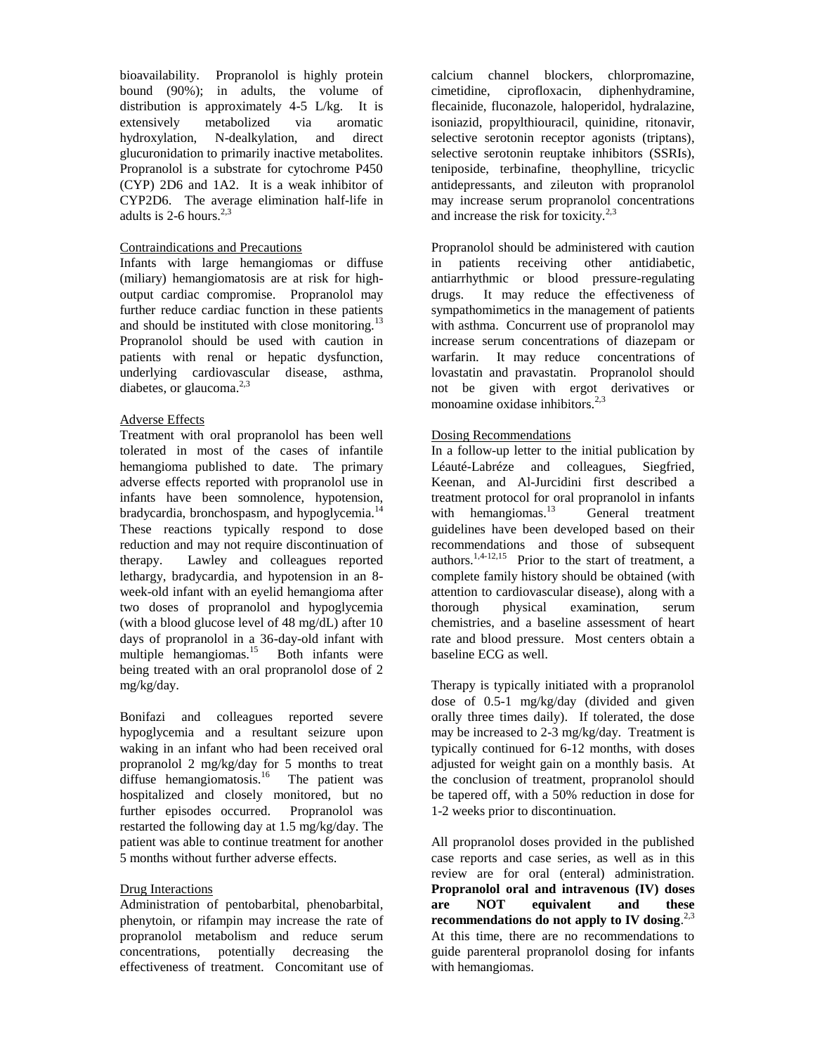bioavailability. Propranolol is highly protein bound (90%); in adults, the volume of distribution is approximately 4-5 L/kg. It is extensively metabolized via aromatic hydroxylation, N-dealkylation, and direct glucuronidation to primarily inactive metabolites. Propranolol is a substrate for cytochrome P450 (CYP) 2D6 and 1A2. It is a weak inhibitor of CYP2D6. The average elimination half-life in adults is 2-6 hours.[2,3]

Contraindications and Precautions

Infants with large hemangiomas or diffuse (miliary) hemangiomatosis are at risk for high-output cardiac compromise. Propranolol may further reduce cardiac function in these patients and should be instituted with close monitoring.[13] Propranolol should be used with caution in patients with renal or hepatic dysfunction, underlying cardiovascular disease, asthma, diabetes, or glaucoma.[2,3]

Adverse Effects

Treatment with oral propranolol has been well tolerated in most of the cases of infantile hemangioma published to date. The primary adverse effects reported with propranolol use in infants have been somnolence, hypotension, bradycardia, bronchospasm, and hypoglycemia.[14] These reactions typically respond to dose reduction and may not require discontinuation of therapy. Lawley and colleagues reported lethargy, bradycardia, and hypotension in an 8-week-old infant with an eyelid hemangioma after two doses of propranolol and hypoglycemia (with a blood glucose level of 48 mg/dL) after 10 days of propranolol in a 36-day-old infant with multiple hemangiomas.[15] Both infants were being treated with an oral propranolol dose of 2 mg/kg/day.

Bonifazi and colleagues reported severe hypoglycemia and a resultant seizure upon waking in an infant who had been received oral propranolol 2 mg/kg/day for 5 months to treat diffuse hemangiomatosis.[16] The patient was hospitalized and closely monitored, but no further episodes occurred. Propranolol was restarted the following day at 1.5 mg/kg/day. The patient was able to continue treatment for another 5 months without further adverse effects.

Drug Interactions

Administration of pentobarbital, phenobarbital, phenytoin, or rifampin may increase the rate of propranolol metabolism and reduce serum concentrations, potentially decreasing the effectiveness of treatment. Concomitant use of calcium channel blockers, chlorpromazine, cimetidine, ciprofloxacin, diphenhydramine, flecainide, fluconazole, haloperidol, hydralazine, isoniazid, propylthiouracil, quinidine, ritonavir, selective serotonin receptor agonists (triptans), selective serotonin reuptake inhibitors (SSRIs), teniposide, terbinafine, theophylline, tricyclic antidepressants, and zileuton with propranolol may increase serum propranolol concentrations and increase the risk for toxicity.[2,3]

Propranolol should be administered with caution in patients receiving other antidiabetic, antiarrhythmic or blood pressure-regulating drugs. It may reduce the effectiveness of sympathomimetics in the management of patients with asthma. Concurrent use of propranolol may increase serum concentrations of diazepam or warfarin. It may reduce concentrations of lovastatin and pravastatin. Propranolol should not be given with ergot derivatives or monoamine oxidase inhibitors.[2,3]

Dosing Recommendations

In a follow-up letter to the initial publication by Léauté-Labréze and colleagues, Siegfried, Keenan, and Al-Jurcidini first described a treatment protocol for oral propranolol in infants with hemangiomas.[13] General treatment guidelines have been developed based on their recommendations and those of subsequent authors.[1,4-12,15] Prior to the start of treatment, a complete family history should be obtained (with attention to cardiovascular disease), along with a thorough physical examination, serum chemistries, and a baseline assessment of heart rate and blood pressure. Most centers obtain a baseline ECG as well.

Therapy is typically initiated with a propranolol dose of 0.5-1 mg/kg/day (divided and given orally three times daily). If tolerated, the dose may be increased to 2-3 mg/kg/day. Treatment is typically continued for 6-12 months, with doses adjusted for weight gain on a monthly basis. At the conclusion of treatment, propranolol should be tapered off, with a 50% reduction in dose for 1-2 weeks prior to discontinuation.

All propranolol doses provided in the published case reports and case series, as well as in this review are for oral (enteral) administration. **Propranolol oral and intravenous (IV) doses are NOT equivalent and these recommendations do not apply to IV dosing**.[2,3] At this time, there are no recommendations to guide parenteral propranolol dosing for infants with hemangiomas.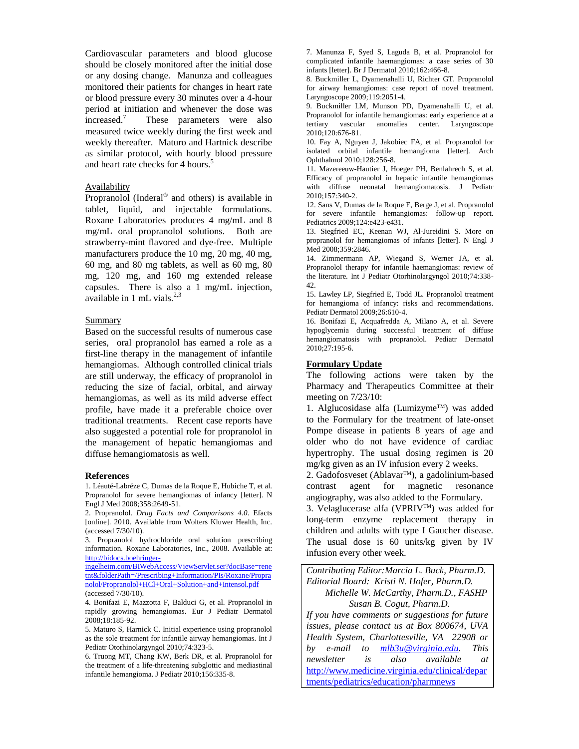Cardiovascular parameters and blood glucose should be closely monitored after the initial dose or any dosing change. Manunza and colleagues monitored their patients for changes in heart rate or blood pressure every 30 minutes over a 4-hour period at initiation and whenever the dose was increased.[7] These parameters were also measured twice weekly during the first week and weekly thereafter. Maturo and Hartnick describe as similar protocol, with hourly blood pressure and heart rate checks for 4 hours.[5]

## Availability

Propranolol (Inderal® and others) is available in tablet, liquid, and injectable formulations. Roxane Laboratories produces 4 mg/mL and 8 mg/mL oral propranolol solutions. Both are strawberry-mint flavored and dye-free. Multiple manufacturers produce the 10 mg, 20 mg, 40 mg, 60 mg, and 80 mg tablets, as well as 60 mg, 80 mg, 120 mg, and 160 mg extended release capsules. There is also a 1 mg/mL injection, available in 1 mL vials.[2,3]

## Summary

Based on the successful results of numerous case series, oral propranolol has earned a role as a first-line therapy in the management of infantile hemangiomas. Although controlled clinical trials are still underway, the efficacy of propranolol in reducing the size of facial, orbital, and airway hemangiomas, as well as its mild adverse effect profile, have made it a preferable choice over traditional treatments. Recent case reports have also suggested a potential role for propranolol in the management of hepatic hemangiomas and diffuse hemangiomatosis as well.

## References

1. Léauté-Labréze C, Dumas de la Roque E, Hubiche T, et al. Propranolol for severe hemangiomas of infancy [letter]. N Engl J Med 2008;358:2649-51.
2. Propranolol. *Drug Facts and Comparisons 4.0*. Efacts [online]. 2010. Available from Wolters Kluwer Health, Inc. (accessed 7/30/10).
3. Propranolol hydrochloride oral solution prescribing information. Roxane Laboratories, Inc., 2008. Available at: http://bidocs.boehringer-ingelheim.com/BIWebAccess/ViewServlet.ser?docBase=renetnt&folderPath=/Prescribing+Information/PIs/Roxane/Propranolol/Propranolol+HCl+Oral+Solution+and+Intensol.pdf (accessed 7/30/10).
4. Bonifazi E, Mazzotta F, Balduci G, et al. Propranolol in rapidly growing hemangiomas. Eur J Pediatr Dermatol 2008;18:185-92.
5. Maturo S, Harnick C. Initial experience using propranolol as the sole treatment for infantile airway hemangiomas. Int J Pediatr Otorhinolargyngol 2010;74:323-5.
6. Truong MT, Chang KW, Berk DR, et al. Propranolol for the treatment of a life-threatening subglottic and mediastinal infantile hemangioma. J Pediatr 2010;156:335-8.
7. Manunza F, Syed S, Laguda B, et al. Propranolol for complicated infantile haemangiomas: a case series of 30 infants [letter]. Br J Dermatol 2010;162:466-8.
8. Buckmiller L, Dyamenahalli U, Richter GT. Propranolol for airway hemangiomas: case report of novel treatment. Laryngoscope 2009;119:2051-4.
9. Buckmiller LM, Munson PD, Dyamenahalli U, et al. Propranolol for infantile hemangiomas: early experience at a tertiary vascular anomalies center. Laryngoscope 2010;120:676-81.
10. Fay A, Nguyen J, Jakobiec FA, et al. Propranolol for isolated orbital infantile hemangioma [letter]. Arch Ophthalmol 2010;128:256-8.
11. Mazereeuw-Hautier J, Hoeger PH, Benlahrech S, et al. Efficacy of propranolol in hepatic infantile hemangiomas with diffuse neonatal hemangiomatosis. J Pediatr 2010;157:340-2.
12. Sans V, Dumas de la Roque E, Berge J, et al. Propranolol for severe infantile hemangiomas: follow-up report. Pediatrics 2009;124:e423-e431.
13. Siegfried EC, Keenan WJ, Al-Jureidini S. More on propranolol for hemangiomas of infants [letter]. N Engl J Med 2008;359:2846.
14. Zimmermann AP, Wiegand S, Werner JA, et al. Propranolol therapy for infantile haemangiomas: review of the literature. Int J Pediatr Otorhinolargyngol 2010;74:338-42.
15. Lawley LP, Siegfried E, Todd JL. Propranolol treatment for hemangioma of infancy: risks and recommendations. Pediatr Dermatol 2009;26:610-4.
16. Bonifazi E, Acquafredda A, Milano A, et al. Severe hypoglycemia during successful treatment of diffuse hemangiomatosis with propranolol. Pediatr Dermatol 2010;27:195-6.

## Formulary Update

The following actions were taken by the Pharmacy and Therapeutics Committee at their meeting on 7/23/10:

1. Alglucosidase alfa (Lumyzyme™) was added to the Formulary for the treatment of late-onset Pompe disease in patients 8 years of age and older who do not have evidence of cardiac hypertrophy. The usual dosing regimen is 20 mg/kg given as an IV infusion every 2 weeks.
2. Gadofosveset (Ablavar™), a gadolinium-based contrast agent for magnetic resonance angiography, was also added to the Formulary.
3. Velaglucerase alfa (VPRIV™) was added for long-term enzyme replacement therapy in children and adults with type I Gaucher disease. The usual dose is 60 units/kg given by IV infusion every other week.

*Contributing Editor: Marcia L. Buck, Pharm.D.*
*Editorial Board: Kristi N. Hofer, Pharm.D.*
*Michelle W. McCarthy, Pharm.D., FASHP*
*Susan B. Cogut, Pharm.D.*

*If you have comments or suggestions for future issues, please contact us at Box 800674, UVA Health System, Charlottesville, VA 22908 or by e-mail to mlb3u@virginia.edu. This newsletter is also available at* http://www.medicine.virginia.edu/clinical/departments/pediatrics/education/pharmnews